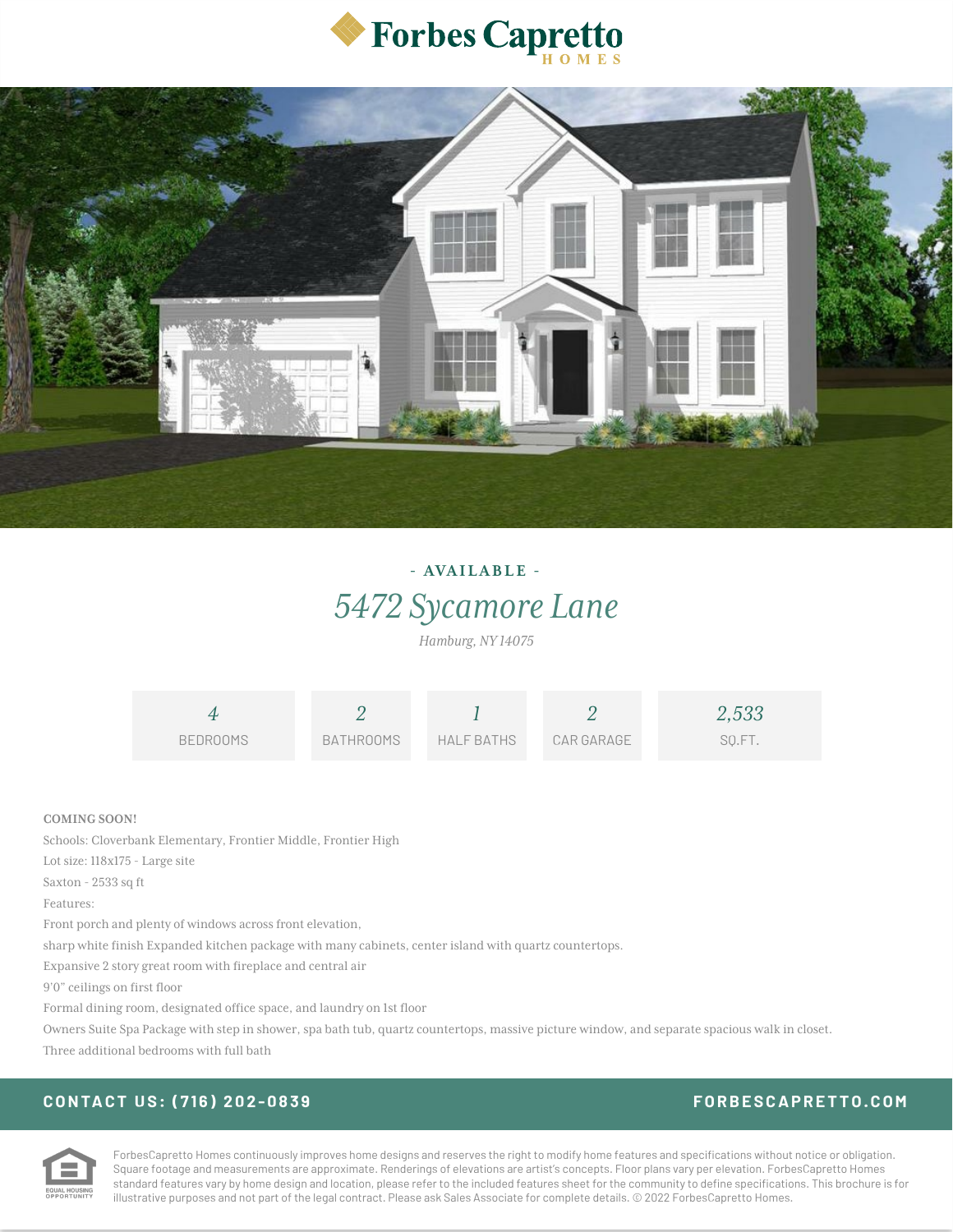Forbes Capretto HOMES

- AVAILABLE -

# *5472 Sycamore Lane*

*Hamburg, NY 14075*

| 4 | 2 | 1 | 2 | 2,533 |
|---|---|---|---|---|
| BEDROOMS | BATHROOMS | HALF BATHS | CAR GARAGE | SQ.FT. |

**COMING SOON!**

Schools: Cloverbank Elementary, Frontier Middle, Frontier High

Lot size: 118x175 - Large site

Saxton - 2533 sq ft

Features:

Front porch and plenty of windows across front elevation,

sharp white finish Expanded kitchen package with many cabinets, center island with quartz countertops.

Expansive 2 story great room with fireplace and central air

9'0" ceilings on first floor

Formal dining room, designated office space, and laundry on 1st floor

Owners Suite Spa Package with step in shower, spa bath tub, quartz countertops, massive picture window, and separate spacious walk in closet.

Three additional bedrooms with full bath

**CONTACT US: (716) 202-0839** **FORBESCAPRETTO.COM**

EQUAL HOUSING OPPORTUNITY

ForbesCapretto Homes continuously improves home designs and reserves the right to modify home features and specifications without notice or obligation. Square footage and measurements are approximate. Renderings of elevations are artist's concepts. Floor plans vary per elevation. ForbesCapretto Homes standard features vary by home design and location, please refer to the included features sheet for the community to define specifications. This brochure is for illustrative purposes and not part of the legal contract. Please ask Sales Associate for complete details. © 2022 ForbesCapretto Homes.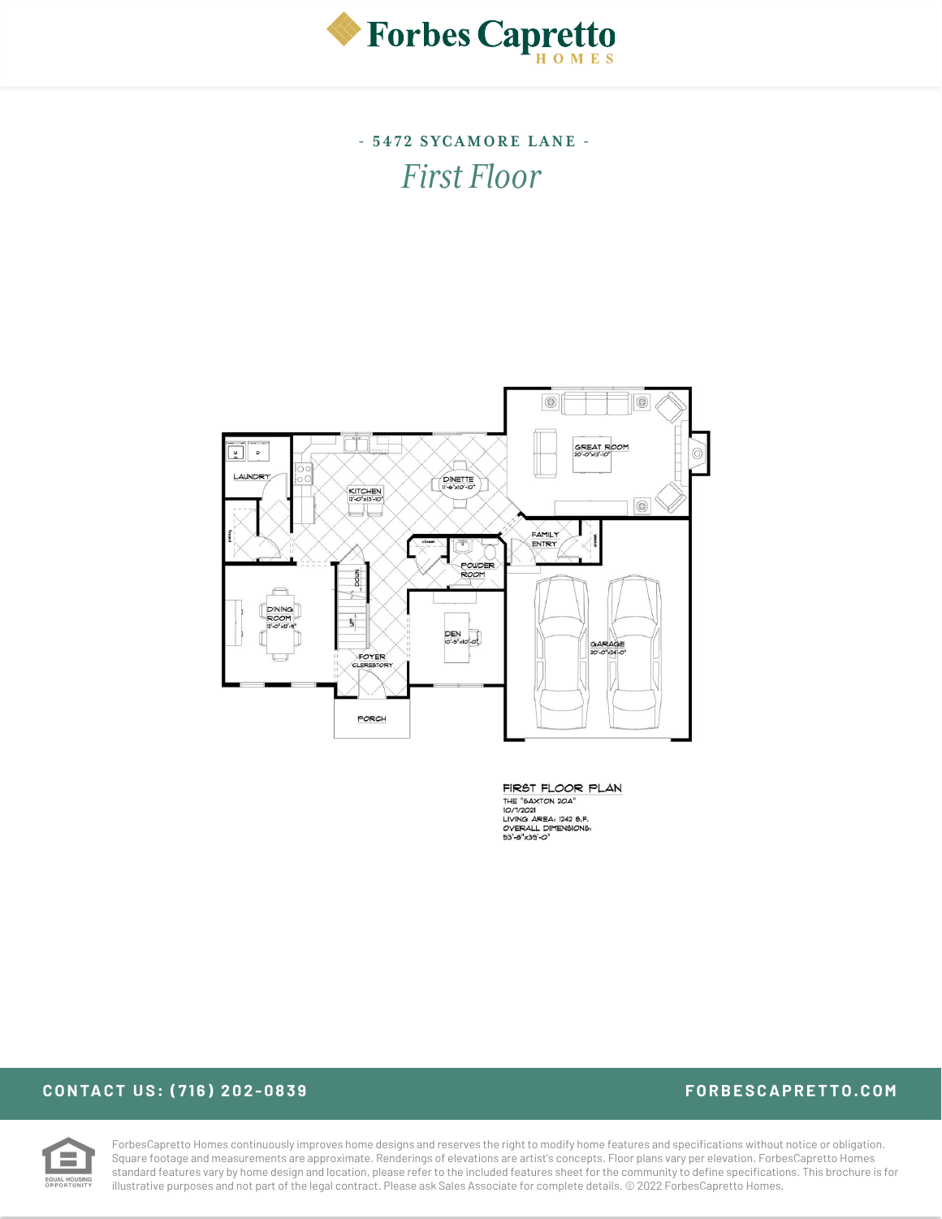# Forbes Capretto HOMES

## - 5472 SYCAMORE LANE -

### *First Floor*

LAUNDRY

KITCHEN
12'-0"x13'-10"

DINETTE
11'-6"x10'-10"

GREAT ROOM
20'-0"x13'-10"

FAMILY ENTRY

POWDER ROOM

DINING ROOM
12'-0"x12'-8"

DEN
10'-8"x10'-0"

FOYER
CLERESTORY

GARAGE
20'-0"x24'-0"

PORCH

**FIRST FLOOR PLAN**
THE "SAXTON 20A"
10/7/2021
LIVING AREA: 1242 S.F.
OVERALL DIMENSIONS:
53'-8"x39'-0"

**CONTACT US: (716) 202-0839**

**FORBESCAPRETTO.COM**

EQUAL HOUSING OPPORTUNITY

ForbesCapretto Homes continuously improves home designs and reserves the right to modify home features and specifications without notice or obligation. Square footage and measurements are approximate. Renderings of elevations are artist's concepts. Floor plans vary per elevation. ForbesCapretto Homes standard features vary by home design and location, please refer to the included features sheet for the community to define specifications. This brochure is for illustrative purposes and not part of the legal contract. Please ask Sales Associate for complete details. © 2022 ForbesCapretto Homes.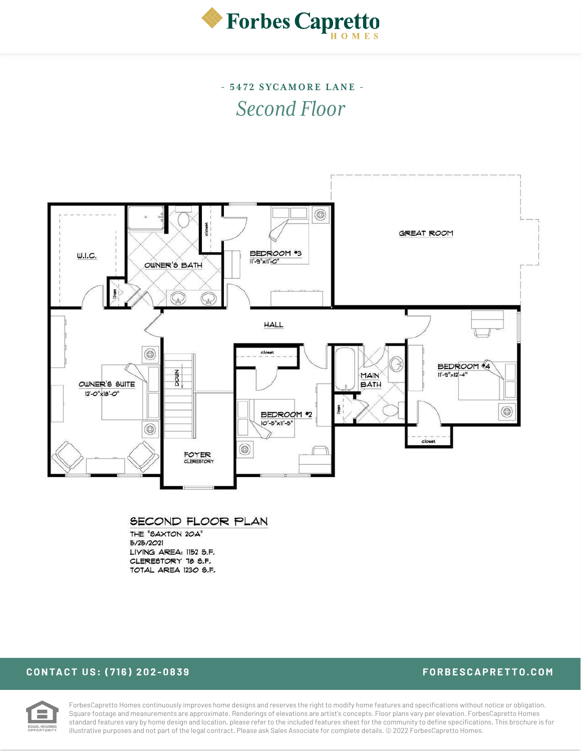Forbes Capretto HOMES

- 5472 SYCAMORE LANE -

## *Second Floor*

GREAT ROOM

W.I.C.

OWNER'S BATH

closet

BEDROOM #3
11'-9"x11'-0"

linen

HALL

OWNER'S SUITE
12'-0"x18'-0"

DOWN

closet

BEDROOM #2
10'-5"x11'-5"

MAIN BATH

linen

BEDROOM #4
11'-9"x12'-4"

closet

FOYER
CLERESTORY

**SECOND FLOOR PLAN**

THE "SAXTON 20A"
5/25/2021
LIVING AREA: 1152 S.F.
CLERESTORY 78 S.F.
TOTAL AREA 1230 S.F.

**CONTACT US: (716) 202-0839**

**FORBESCAPRETTO.COM**

EQUAL HOUSING OPPORTUNITY

ForbesCapretto Homes continuously improves home designs and reserves the right to modify home features and specifications without notice or obligation. Square footage and measurements are approximate. Renderings of elevations are artist's concepts. Floor plans vary per elevation. ForbesCapretto Homes standard features vary by home design and location, please refer to the included features sheet for the community to define specifications. This brochure is for illustrative purposes and not part of the legal contract. Please ask Sales Associate for complete details. © 2022 ForbesCapretto Homes.